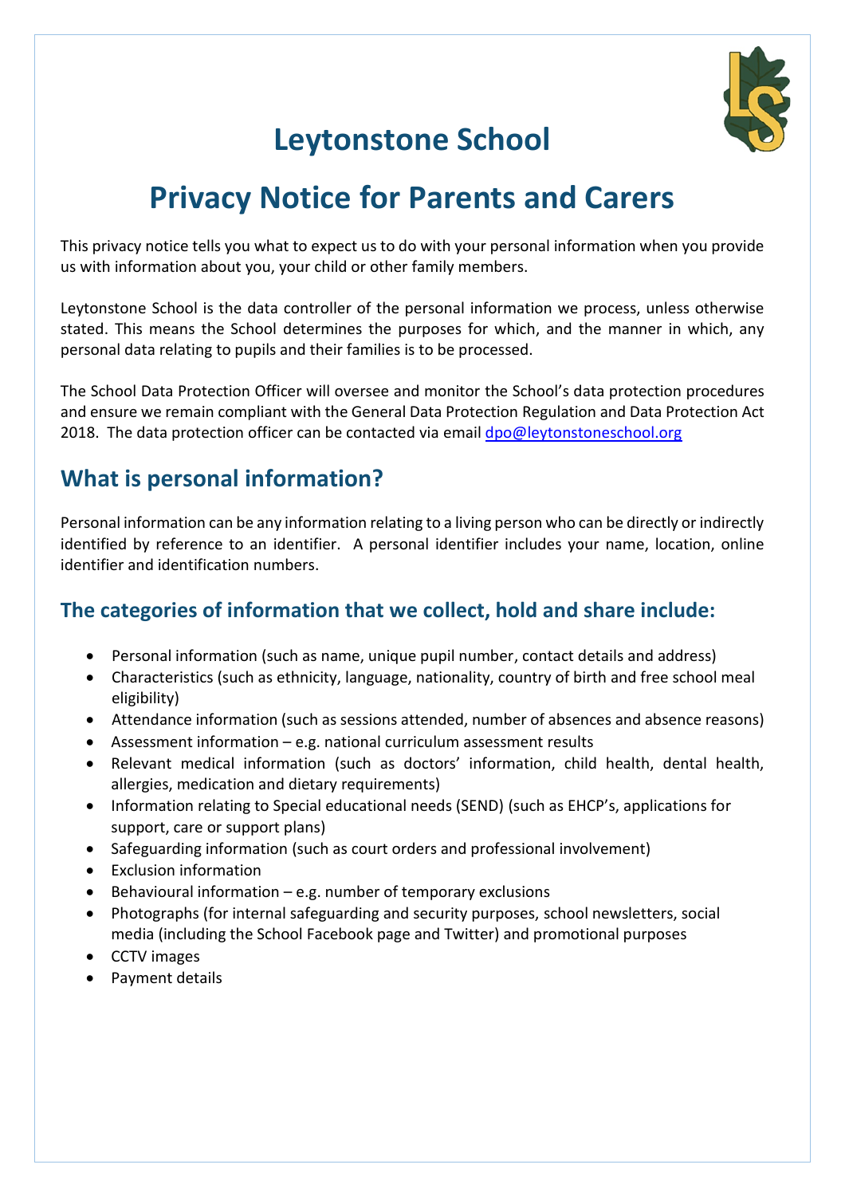# Leytonstone School

# Privacy Notice for Parents and Carers

This privacy notice tells you what to expect us to do with your personal information when you provide us with information about you, your child or other family members.

Leytonstone School is the data controller of the personal information we process, unless otherwise stated. This means the School determines the purposes for which, and the manner in which, any personal data relating to pupils and their families is to be processed.

The School Data Protection Officer will oversee and monitor the School's data protection procedures and ensure we remain compliant with the General Data Protection Regulation and Data Protection Act 2018. The data protection officer can be contacted via email dpo@leytonstoneschool.org

## What is personal information?

Personal information can be any information relating to a living person who can be directly or indirectly identified by reference to an identifier. A personal identifier includes your name, location, online identifier and identification numbers.

### The categories of information that we collect, hold and share include:

- Personal information (such as name, unique pupil number, contact details and address)
- Characteristics (such as ethnicity, language, nationality, country of birth and free school meal eligibility)
- Attendance information (such as sessions attended, number of absences and absence reasons)
- Assessment information – e.g. national curriculum assessment results
- Relevant medical information (such as doctors' information, child health, dental health, allergies, medication and dietary requirements)
- Information relating to Special educational needs (SEND) (such as EHCP's, applications for support, care or support plans)
- Safeguarding information (such as court orders and professional involvement)
- Exclusion information
- Behavioural information – e.g. number of temporary exclusions
- Photographs (for internal safeguarding and security purposes, school newsletters, social media (including the School Facebook page and Twitter) and promotional purposes
- CCTV images
- Payment details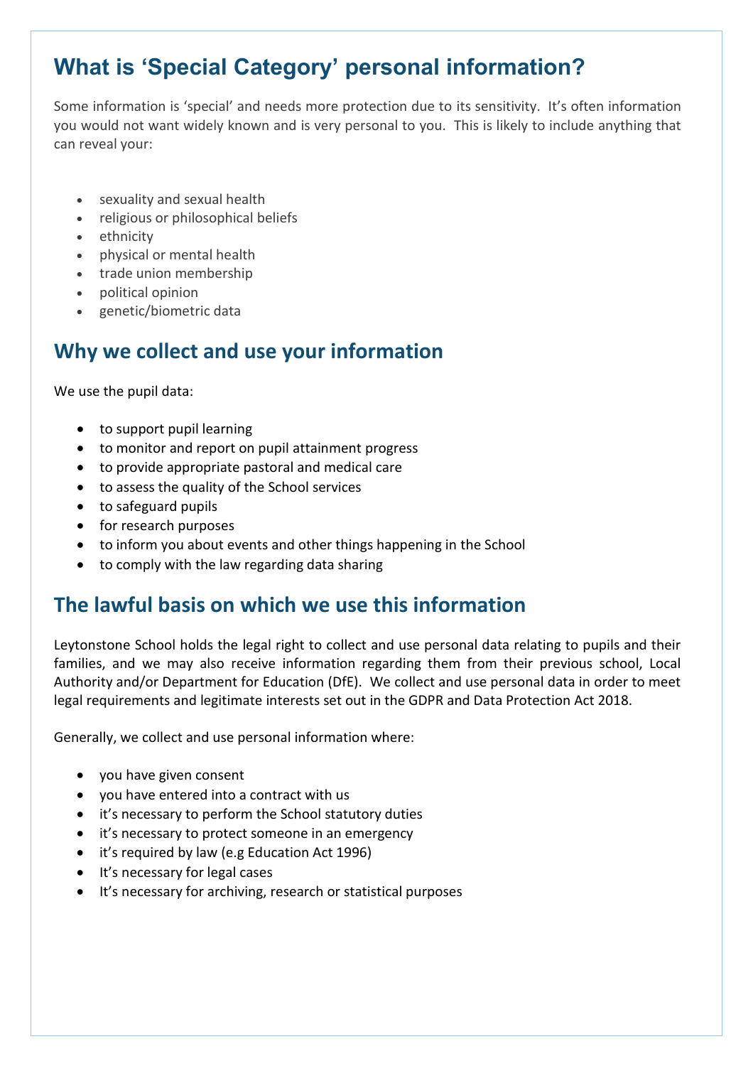# What is 'Special Category' personal information?

Some information is 'special' and needs more protection due to its sensitivity. It's often information you would not want widely known and is very personal to you. This is likely to include anything that can reveal your:

- sexuality and sexual health
- religious or philosophical beliefs
- ethnicity
- physical or mental health
- trade union membership
- political opinion
- genetic/biometric data

## Why we collect and use your information

We use the pupil data:

- to support pupil learning
- to monitor and report on pupil attainment progress
- to provide appropriate pastoral and medical care
- to assess the quality of the School services
- to safeguard pupils
- for research purposes
- to inform you about events and other things happening in the School
- to comply with the law regarding data sharing

## The lawful basis on which we use this information

Leytonstone School holds the legal right to collect and use personal data relating to pupils and their families, and we may also receive information regarding them from their previous school, Local Authority and/or Department for Education (DfE). We collect and use personal data in order to meet legal requirements and legitimate interests set out in the GDPR and Data Protection Act 2018.

Generally, we collect and use personal information where:

- you have given consent
- you have entered into a contract with us
- it's necessary to perform the School statutory duties
- it's necessary to protect someone in an emergency
- it's required by law (e.g Education Act 1996)
- It's necessary for legal cases
- It's necessary for archiving, research or statistical purposes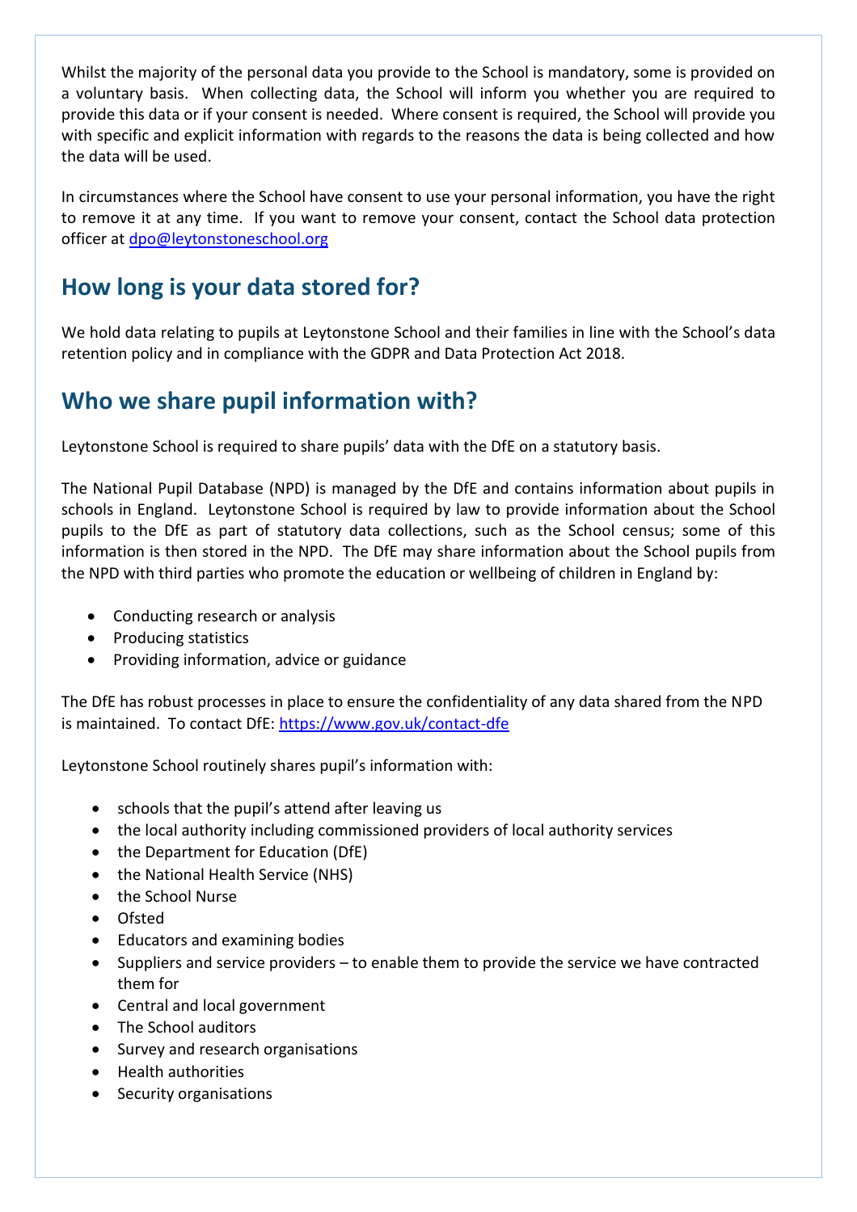Whilst the majority of the personal data you provide to the School is mandatory, some is provided on a voluntary basis. When collecting data, the School will inform you whether you are required to provide this data or if your consent is needed. Where consent is required, the School will provide you with specific and explicit information with regards to the reasons the data is being collected and how the data will be used.

In circumstances where the School have consent to use your personal information, you have the right to remove it at any time. If you want to remove your consent, contact the School data protection officer at dpo@leytonstoneschool.org

## How long is your data stored for?

We hold data relating to pupils at Leytonstone School and their families in line with the School's data retention policy and in compliance with the GDPR and Data Protection Act 2018.

## Who we share pupil information with?

Leytonstone School is required to share pupils' data with the DfE on a statutory basis.

The National Pupil Database (NPD) is managed by the DfE and contains information about pupils in schools in England. Leytonstone School is required by law to provide information about the School pupils to the DfE as part of statutory data collections, such as the School census; some of this information is then stored in the NPD. The DfE may share information about the School pupils from the NPD with third parties who promote the education or wellbeing of children in England by:

- Conducting research or analysis
- Producing statistics
- Providing information, advice or guidance

The DfE has robust processes in place to ensure the confidentiality of any data shared from the NPD is maintained. To contact DfE: https://www.gov.uk/contact-dfe

Leytonstone School routinely shares pupil's information with:

- schools that the pupil's attend after leaving us
- the local authority including commissioned providers of local authority services
- the Department for Education (DfE)
- the National Health Service (NHS)
- the School Nurse
- Ofsted
- Educators and examining bodies
- Suppliers and service providers – to enable them to provide the service we have contracted them for
- Central and local government
- The School auditors
- Survey and research organisations
- Health authorities
- Security organisations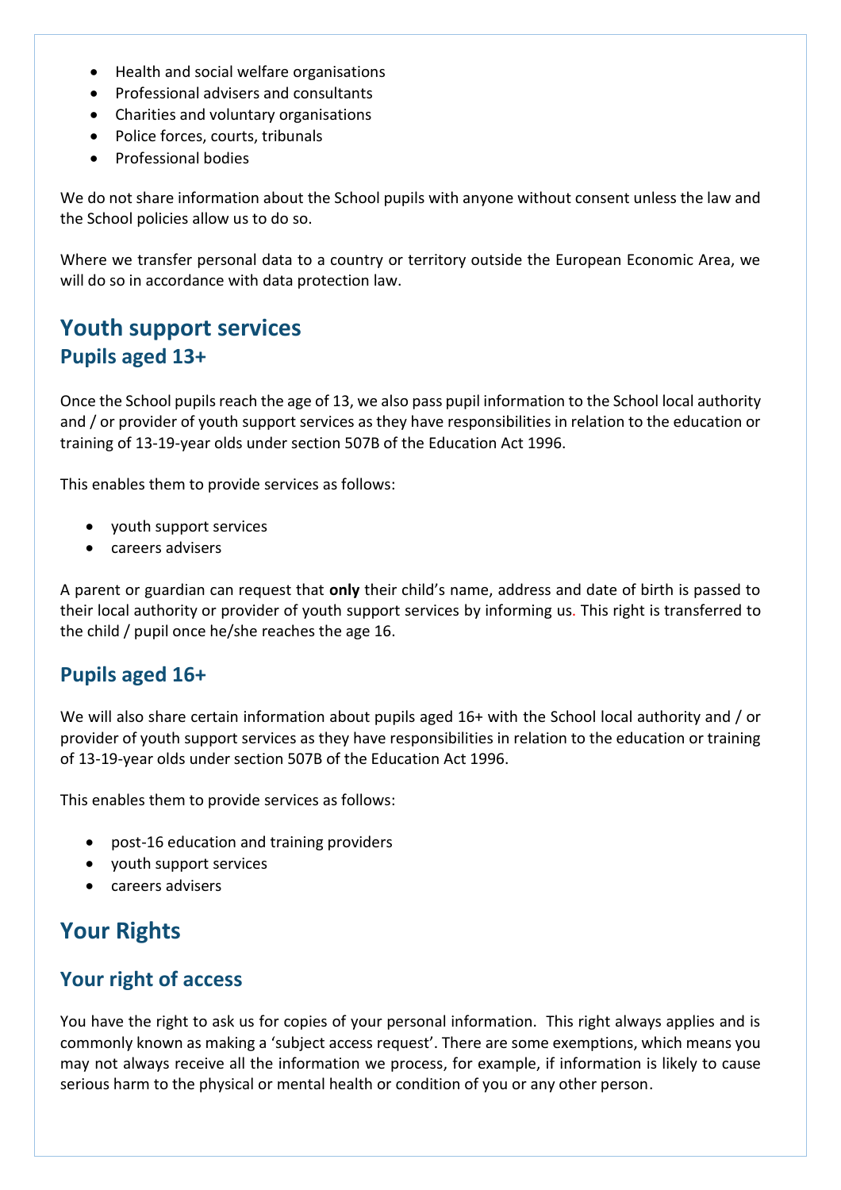- Health and social welfare organisations
- Professional advisers and consultants
- Charities and voluntary organisations
- Police forces, courts, tribunals
- Professional bodies

We do not share information about the School pupils with anyone without consent unless the law and the School policies allow us to do so.

Where we transfer personal data to a country or territory outside the European Economic Area, we will do so in accordance with data protection law.

# Youth support services

## Pupils aged 13+

Once the School pupils reach the age of 13, we also pass pupil information to the School local authority and / or provider of youth support services as they have responsibilities in relation to the education or training of 13-19-year olds under section 507B of the Education Act 1996.

This enables them to provide services as follows:

- youth support services
- careers advisers

A parent or guardian can request that **only** their child's name, address and date of birth is passed to their local authority or provider of youth support services by informing us. This right is transferred to the child / pupil once he/she reaches the age 16.

## Pupils aged 16+

We will also share certain information about pupils aged 16+ with the School local authority and / or provider of youth support services as they have responsibilities in relation to the education or training of 13-19-year olds under section 507B of the Education Act 1996.

This enables them to provide services as follows:

- post-16 education and training providers
- youth support services
- careers advisers

# Your Rights

## Your right of access

You have the right to ask us for copies of your personal information. This right always applies and is commonly known as making a 'subject access request'. There are some exemptions, which means you may not always receive all the information we process, for example, if information is likely to cause serious harm to the physical or mental health or condition of you or any other person.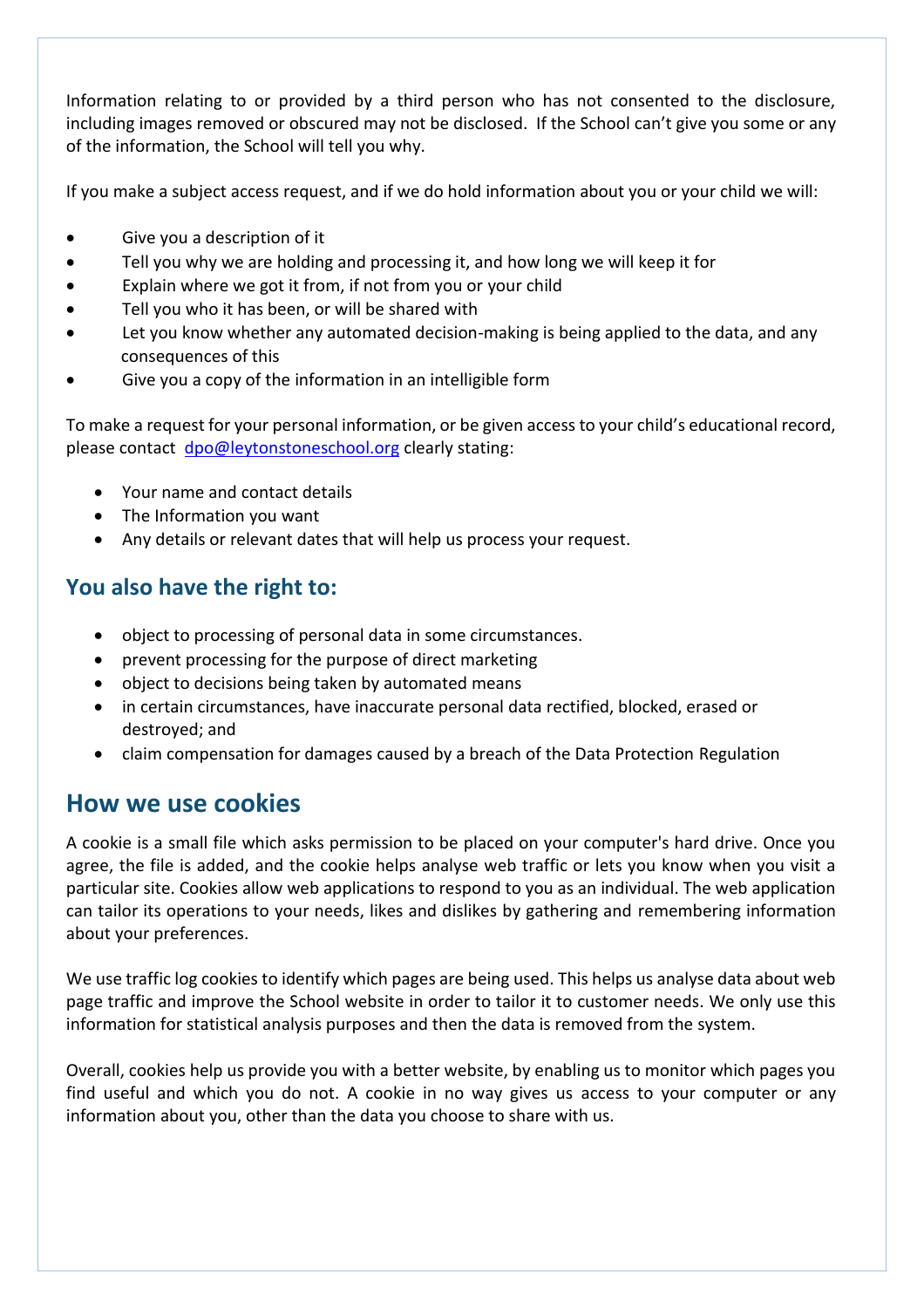Information relating to or provided by a third person who has not consented to the disclosure, including images removed or obscured may not be disclosed. If the School can't give you some or any of the information, the School will tell you why.

If you make a subject access request, and if we do hold information about you or your child we will:

- Give you a description of it
- Tell you why we are holding and processing it, and how long we will keep it for
- Explain where we got it from, if not from you or your child
- Tell you who it has been, or will be shared with
- Let you know whether any automated decision-making is being applied to the data, and any consequences of this
- Give you a copy of the information in an intelligible form

To make a request for your personal information, or be given access to your child's educational record, please contact dpo@leytonstoneschool.org clearly stating:

- Your name and contact details
- The Information you want
- Any details or relevant dates that will help us process your request.

### You also have the right to:

- object to processing of personal data in some circumstances.
- prevent processing for the purpose of direct marketing
- object to decisions being taken by automated means
- in certain circumstances, have inaccurate personal data rectified, blocked, erased or destroyed; and
- claim compensation for damages caused by a breach of the Data Protection Regulation

## How we use cookies

A cookie is a small file which asks permission to be placed on your computer's hard drive. Once you agree, the file is added, and the cookie helps analyse web traffic or lets you know when you visit a particular site. Cookies allow web applications to respond to you as an individual. The web application can tailor its operations to your needs, likes and dislikes by gathering and remembering information about your preferences.

We use traffic log cookies to identify which pages are being used. This helps us analyse data about web page traffic and improve the School website in order to tailor it to customer needs. We only use this information for statistical analysis purposes and then the data is removed from the system.

Overall, cookies help us provide you with a better website, by enabling us to monitor which pages you find useful and which you do not. A cookie in no way gives us access to your computer or any information about you, other than the data you choose to share with us.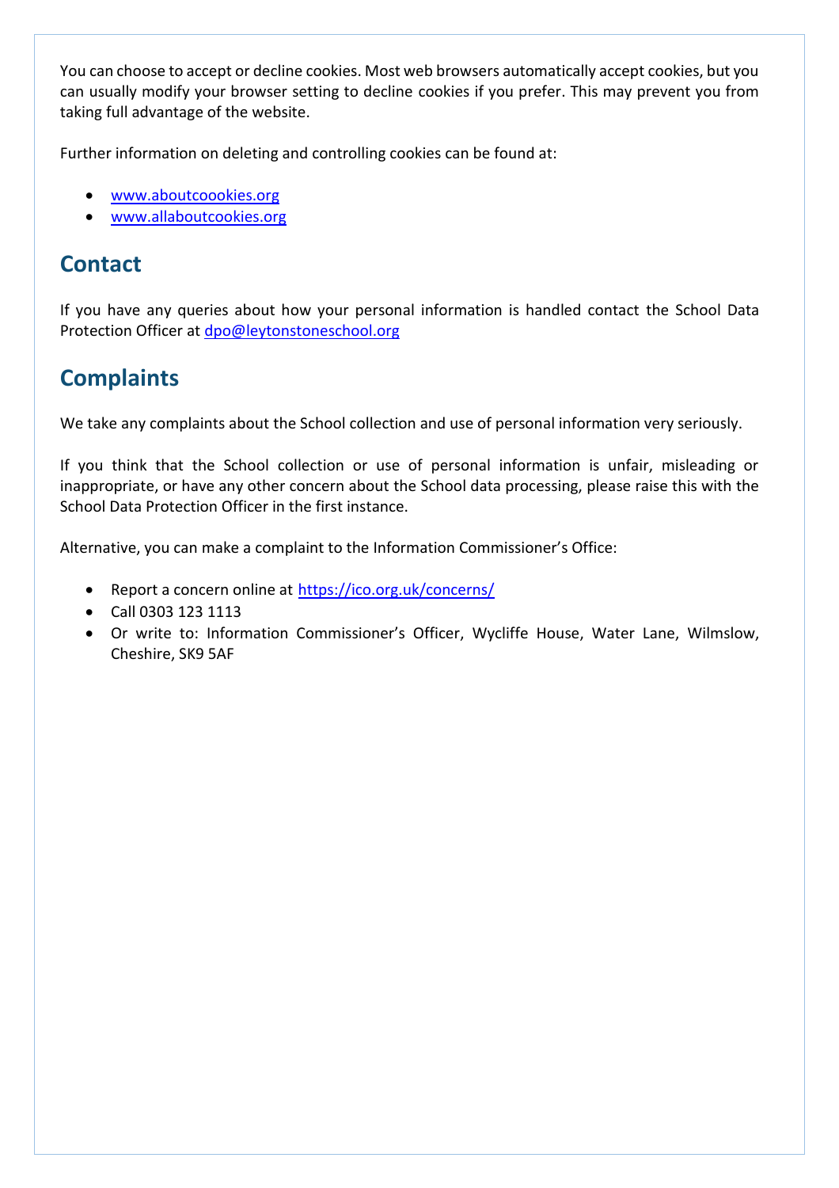You can choose to accept or decline cookies. Most web browsers automatically accept cookies, but you can usually modify your browser setting to decline cookies if you prefer. This may prevent you from taking full advantage of the website.

Further information on deleting and controlling cookies can be found at:

- www.aboutcoookies.org
- www.allaboutcookies.org

## Contact

If you have any queries about how your personal information is handled contact the School Data Protection Officer at dpo@leytonstoneschool.org

## Complaints

We take any complaints about the School collection and use of personal information very seriously.

If you think that the School collection or use of personal information is unfair, misleading or inappropriate, or have any other concern about the School data processing, please raise this with the School Data Protection Officer in the first instance.

Alternative, you can make a complaint to the Information Commissioner's Office:

- Report a concern online at https://ico.org.uk/concerns/
- Call 0303 123 1113
- Or write to: Information Commissioner's Officer, Wycliffe House, Water Lane, Wilmslow, Cheshire, SK9 5AF